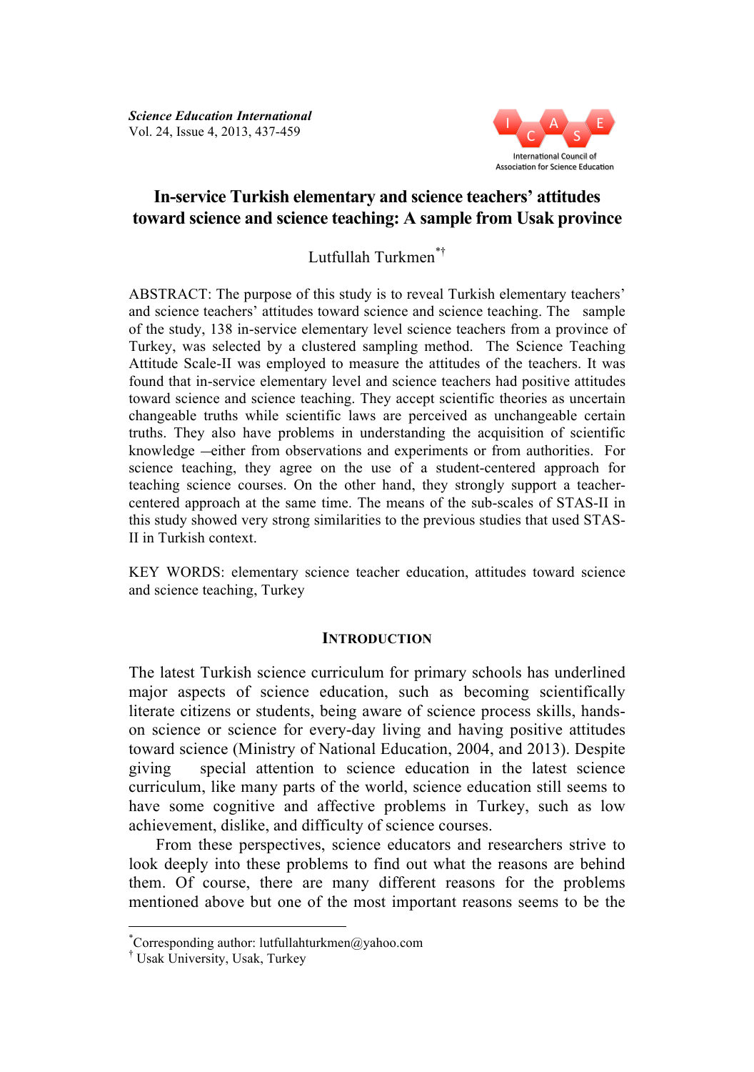*Science Education International*
Vol. 24, Issue 4, 2013, 437-459

# In-service Turkish elementary and science teachers' attitudes toward science and science teaching: A sample from Usak province

Lutfullah Turkmen[*†]

ABSTRACT: The purpose of this study is to reveal Turkish elementary teachers' and science teachers' attitudes toward science and science teaching. The sample of the study, 138 in-service elementary level science teachers from a province of Turkey, was selected by a clustered sampling method. The Science Teaching Attitude Scale-II was employed to measure the attitudes of the teachers. It was found that in-service elementary level and science teachers had positive attitudes toward science and science teaching. They accept scientific theories as uncertain changeable truths while scientific laws are perceived as unchangeable certain truths. They also have problems in understanding the acquisition of scientific knowledge —either from observations and experiments or from authorities. For science teaching, they agree on the use of a student-centered approach for teaching science courses. On the other hand, they strongly support a teacher-centered approach at the same time. The means of the sub-scales of STAS-II in this study showed very strong similarities to the previous studies that used STAS-II in Turkish context.

KEY WORDS: elementary science teacher education, attitudes toward science and science teaching, Turkey

## INTRODUCTION

The latest Turkish science curriculum for primary schools has underlined major aspects of science education, such as becoming scientifically literate citizens or students, being aware of science process skills, hands-on science or science for every-day living and having positive attitudes toward science (Ministry of National Education, 2004, and 2013). Despite giving special attention to science education in the latest science curriculum, like many parts of the world, science education still seems to have some cognitive and affective problems in Turkey, such as low achievement, dislike, and difficulty of science courses.

From these perspectives, science educators and researchers strive to look deeply into these problems to find out what the reasons are behind them. Of course, there are many different reasons for the problems mentioned above but one of the most important reasons seems to be the

[*]Corresponding author: lutfullahturkmen@yahoo.com
[†] Usak University, Usak, Turkey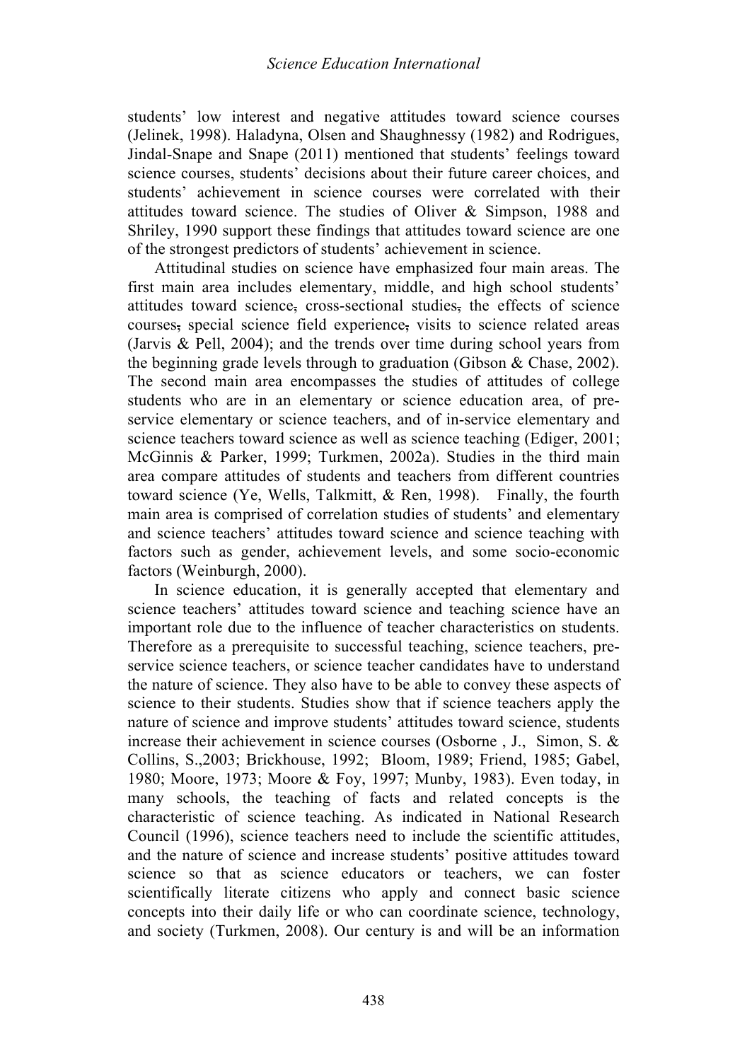students' low interest and negative attitudes toward science courses (Jelinek, 1998). Haladyna, Olsen and Shaughnessy (1982) and Rodrigues, Jindal-Snape and Snape (2011) mentioned that students' feelings toward science courses, students' decisions about their future career choices, and students' achievement in science courses were correlated with their attitudes toward science. The studies of Oliver & Simpson, 1988 and Shriley, 1990 support these findings that attitudes toward science are one of the strongest predictors of students' achievement in science.

Attitudinal studies on science have emphasized four main areas. The first main area includes elementary, middle, and high school students' attitudes toward science, cross-sectional studies, the effects of science courses, special science field experience, visits to science related areas (Jarvis & Pell, 2004); and the trends over time during school years from the beginning grade levels through to graduation (Gibson & Chase, 2002). The second main area encompasses the studies of attitudes of college students who are in an elementary or science education area, of pre-service elementary or science teachers, and of in-service elementary and science teachers toward science as well as science teaching (Ediger, 2001; McGinnis & Parker, 1999; Turkmen, 2002a). Studies in the third main area compare attitudes of students and teachers from different countries toward science (Ye, Wells, Talkmitt, & Ren, 1998). Finally, the fourth main area is comprised of correlation studies of students' and elementary and science teachers' attitudes toward science and science teaching with factors such as gender, achievement levels, and some socio-economic factors (Weinburgh, 2000).

In science education, it is generally accepted that elementary and science teachers' attitudes toward science and teaching science have an important role due to the influence of teacher characteristics on students. Therefore as a prerequisite to successful teaching, science teachers, pre-service science teachers, or science teacher candidates have to understand the nature of science. They also have to be able to convey these aspects of science to their students. Studies show that if science teachers apply the nature of science and improve students' attitudes toward science, students increase their achievement in science courses (Osborne , J., Simon, S. & Collins, S.,2003; Brickhouse, 1992; Bloom, 1989; Friend, 1985; Gabel, 1980; Moore, 1973; Moore & Foy, 1997; Munby, 1983). Even today, in many schools, the teaching of facts and related concepts is the characteristic of science teaching. As indicated in National Research Council (1996), science teachers need to include the scientific attitudes, and the nature of science and increase students' positive attitudes toward science so that as science educators or teachers, we can foster scientifically literate citizens who apply and connect basic science concepts into their daily life or who can coordinate science, technology, and society (Turkmen, 2008). Our century is and will be an information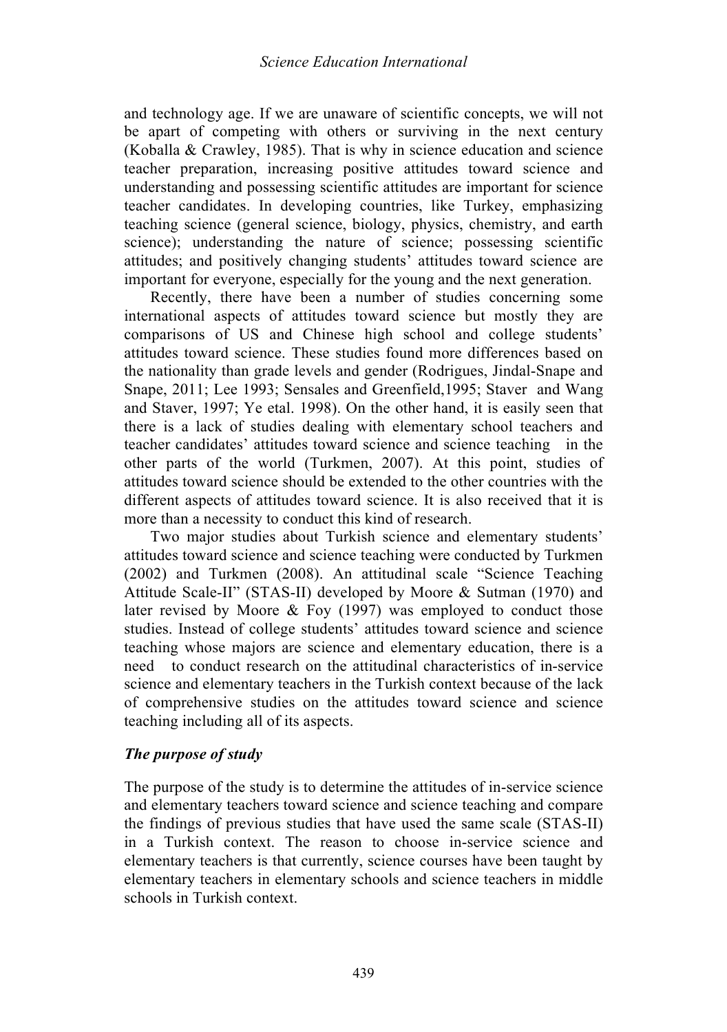and technology age. If we are unaware of scientific concepts, we will not be apart of competing with others or surviving in the next century (Koballa & Crawley, 1985). That is why in science education and science teacher preparation, increasing positive attitudes toward science and understanding and possessing scientific attitudes are important for science teacher candidates. In developing countries, like Turkey, emphasizing teaching science (general science, biology, physics, chemistry, and earth science); understanding the nature of science; possessing scientific attitudes; and positively changing students' attitudes toward science are important for everyone, especially for the young and the next generation.

Recently, there have been a number of studies concerning some international aspects of attitudes toward science but mostly they are comparisons of US and Chinese high school and college students' attitudes toward science. These studies found more differences based on the nationality than grade levels and gender (Rodrigues, Jindal-Snape and Snape, 2011; Lee 1993; Sensales and Greenfield,1995; Staver and Wang and Staver, 1997; Ye etal. 1998). On the other hand, it is easily seen that there is a lack of studies dealing with elementary school teachers and teacher candidates' attitudes toward science and science teaching in the other parts of the world (Turkmen, 2007). At this point, studies of attitudes toward science should be extended to the other countries with the different aspects of attitudes toward science. It is also received that it is more than a necessity to conduct this kind of research.

Two major studies about Turkish science and elementary students' attitudes toward science and science teaching were conducted by Turkmen (2002) and Turkmen (2008). An attitudinal scale "Science Teaching Attitude Scale-II" (STAS-II) developed by Moore & Sutman (1970) and later revised by Moore & Foy (1997) was employed to conduct those studies. Instead of college students' attitudes toward science and science teaching whose majors are science and elementary education, there is a need to conduct research on the attitudinal characteristics of in-service science and elementary teachers in the Turkish context because of the lack of comprehensive studies on the attitudes toward science and science teaching including all of its aspects.

### *The purpose of study*

The purpose of the study is to determine the attitudes of in-service science and elementary teachers toward science and science teaching and compare the findings of previous studies that have used the same scale (STAS-II) in a Turkish context. The reason to choose in-service science and elementary teachers is that currently, science courses have been taught by elementary teachers in elementary schools and science teachers in middle schools in Turkish context.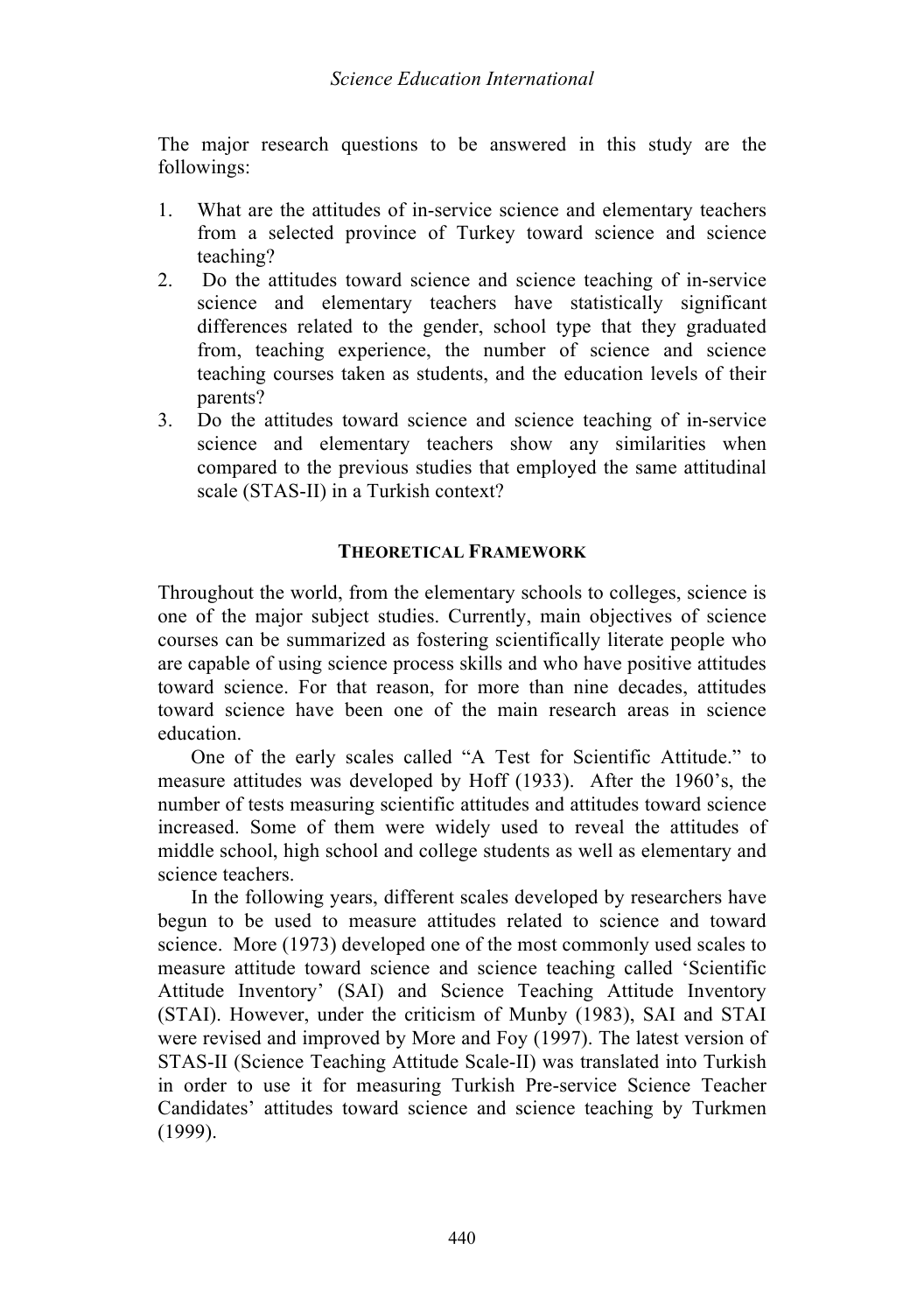The major research questions to be answered in this study are the followings:

1. What are the attitudes of in-service science and elementary teachers from a selected province of Turkey toward science and science teaching?
2. Do the attitudes toward science and science teaching of in-service science and elementary teachers have statistically significant differences related to the gender, school type that they graduated from, teaching experience, the number of science and science teaching courses taken as students, and the education levels of their parents?
3. Do the attitudes toward science and science teaching of in-service science and elementary teachers show any similarities when compared to the previous studies that employed the same attitudinal scale (STAS-II) in a Turkish context?

## THEORETICAL FRAMEWORK

Throughout the world, from the elementary schools to colleges, science is one of the major subject studies. Currently, main objectives of science courses can be summarized as fostering scientifically literate people who are capable of using science process skills and who have positive attitudes toward science. For that reason, for more than nine decades, attitudes toward science have been one of the main research areas in science education.

One of the early scales called "A Test for Scientific Attitude." to measure attitudes was developed by Hoff (1933). After the 1960's, the number of tests measuring scientific attitudes and attitudes toward science increased. Some of them were widely used to reveal the attitudes of middle school, high school and college students as well as elementary and science teachers.

In the following years, different scales developed by researchers have begun to be used to measure attitudes related to science and toward science. More (1973) developed one of the most commonly used scales to measure attitude toward science and science teaching called 'Scientific Attitude Inventory' (SAI) and Science Teaching Attitude Inventory (STAI). However, under the criticism of Munby (1983), SAI and STAI were revised and improved by More and Foy (1997). The latest version of STAS-II (Science Teaching Attitude Scale-II) was translated into Turkish in order to use it for measuring Turkish Pre-service Science Teacher Candidates' attitudes toward science and science teaching by Turkmen (1999).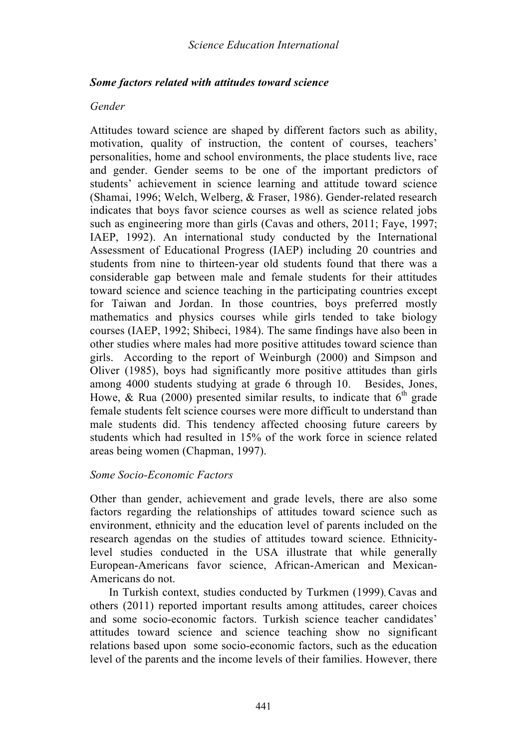### *Some factors related with attitudes toward science*

*Gender*

Attitudes toward science are shaped by different factors such as ability, motivation, quality of instruction, the content of courses, teachers' personalities, home and school environments, the place students live, race and gender. Gender seems to be one of the important predictors of students' achievement in science learning and attitude toward science (Shamai, 1996; Welch, Welberg, & Fraser, 1986). Gender-related research indicates that boys favor science courses as well as science related jobs such as engineering more than girls (Cavas and others, 2011; Faye, 1997; IAEP, 1992). An international study conducted by the International Assessment of Educational Progress (IAEP) including 20 countries and students from nine to thirteen-year old students found that there was a considerable gap between male and female students for their attitudes toward science and science teaching in the participating countries except for Taiwan and Jordan. In those countries, boys preferred mostly mathematics and physics courses while girls tended to take biology courses (IAEP, 1992; Shibeci, 1984). The same findings have also been in other studies where males had more positive attitudes toward science than girls. According to the report of Weinburgh (2000) and Simpson and Oliver (1985), boys had significantly more positive attitudes than girls among 4000 students studying at grade 6 through 10. Besides, Jones, Howe, & Rua (2000) presented similar results, to indicate that 6th grade female students felt science courses were more difficult to understand than male students did. This tendency affected choosing future careers by students which had resulted in 15% of the work force in science related areas being women (Chapman, 1997).

*Some Socio-Economic Factors*

Other than gender, achievement and grade levels, there are also some factors regarding the relationships of attitudes toward science such as environment, ethnicity and the education level of parents included on the research agendas on the studies of attitudes toward science. Ethnicity-level studies conducted in the USA illustrate that while generally European-Americans favor science, African-American and Mexican-Americans do not.

In Turkish context, studies conducted by Turkmen (1999), Cavas and others (2011) reported important results among attitudes, career choices and some socio-economic factors. Turkish science teacher candidates' attitudes toward science and science teaching show no significant relations based upon some socio-economic factors, such as the education level of the parents and the income levels of their families. However, there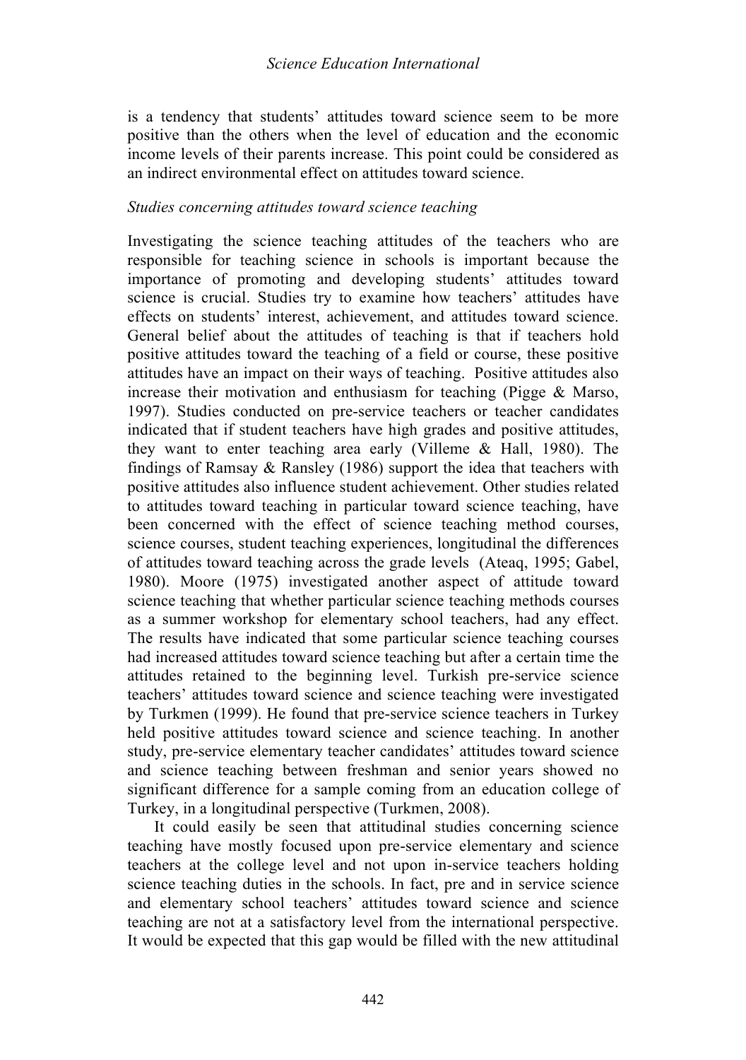is a tendency that students' attitudes toward science seem to be more positive than the others when the level of education and the economic income levels of their parents increase. This point could be considered as an indirect environmental effect on attitudes toward science.

*Studies concerning attitudes toward science teaching*

Investigating the science teaching attitudes of the teachers who are responsible for teaching science in schools is important because the importance of promoting and developing students' attitudes toward science is crucial. Studies try to examine how teachers' attitudes have effects on students' interest, achievement, and attitudes toward science. General belief about the attitudes of teaching is that if teachers hold positive attitudes toward the teaching of a field or course, these positive attitudes have an impact on their ways of teaching. Positive attitudes also increase their motivation and enthusiasm for teaching (Pigge & Marso, 1997). Studies conducted on pre-service teachers or teacher candidates indicated that if student teachers have high grades and positive attitudes, they want to enter teaching area early (Villeme & Hall, 1980). The findings of Ramsay & Ransley (1986) support the idea that teachers with positive attitudes also influence student achievement. Other studies related to attitudes toward teaching in particular toward science teaching, have been concerned with the effect of science teaching method courses, science courses, student teaching experiences, longitudinal the differences of attitudes toward teaching across the grade levels (Ateaq, 1995; Gabel, 1980). Moore (1975) investigated another aspect of attitude toward science teaching that whether particular science teaching methods courses as a summer workshop for elementary school teachers, had any effect. The results have indicated that some particular science teaching courses had increased attitudes toward science teaching but after a certain time the attitudes retained to the beginning level. Turkish pre-service science teachers' attitudes toward science and science teaching were investigated by Turkmen (1999). He found that pre-service science teachers in Turkey held positive attitudes toward science and science teaching. In another study, pre-service elementary teacher candidates' attitudes toward science and science teaching between freshman and senior years showed no significant difference for a sample coming from an education college of Turkey, in a longitudinal perspective (Turkmen, 2008).

It could easily be seen that attitudinal studies concerning science teaching have mostly focused upon pre-service elementary and science teachers at the college level and not upon in-service teachers holding science teaching duties in the schools. In fact, pre and in service science and elementary school teachers' attitudes toward science and science teaching are not at a satisfactory level from the international perspective. It would be expected that this gap would be filled with the new attitudinal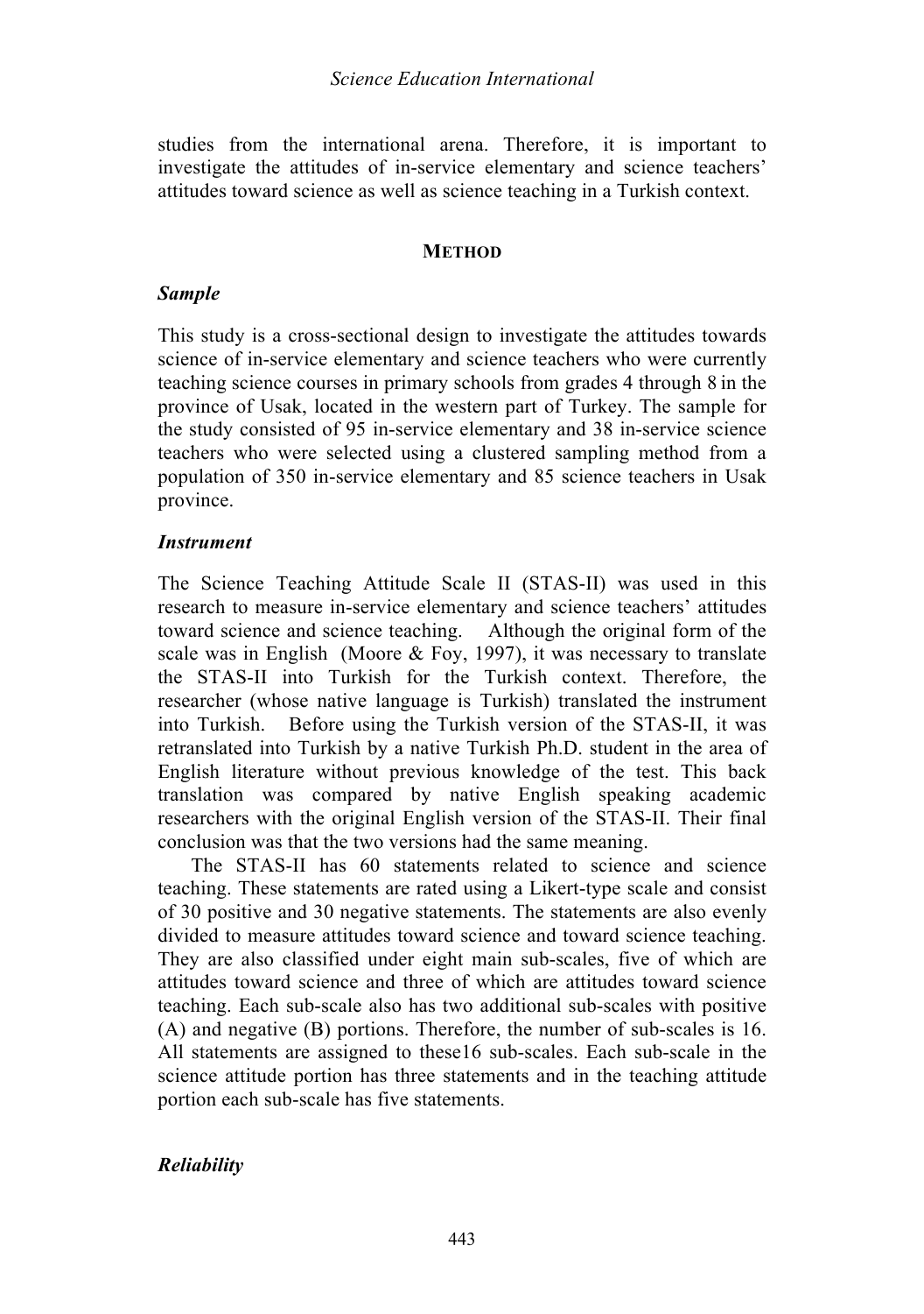studies from the international arena. Therefore, it is important to investigate the attitudes of in-service elementary and science teachers' attitudes toward science as well as science teaching in a Turkish context.

## METHOD

### *Sample*

This study is a cross-sectional design to investigate the attitudes towards science of in-service elementary and science teachers who were currently teaching science courses in primary schools from grades 4 through 8 in the province of Usak, located in the western part of Turkey. The sample for the study consisted of 95 in-service elementary and 38 in-service science teachers who were selected using a clustered sampling method from a population of 350 in-service elementary and 85 science teachers in Usak province.

### *Instrument*

The Science Teaching Attitude Scale II (STAS-II) was used in this research to measure in-service elementary and science teachers' attitudes toward science and science teaching. Although the original form of the scale was in English (Moore & Foy, 1997), it was necessary to translate the STAS-II into Turkish for the Turkish context. Therefore, the researcher (whose native language is Turkish) translated the instrument into Turkish. Before using the Turkish version of the STAS-II, it was retranslated into Turkish by a native Turkish Ph.D. student in the area of English literature without previous knowledge of the test. This back translation was compared by native English speaking academic researchers with the original English version of the STAS-II. Their final conclusion was that the two versions had the same meaning.

The STAS-II has 60 statements related to science and science teaching. These statements are rated using a Likert-type scale and consist of 30 positive and 30 negative statements. The statements are also evenly divided to measure attitudes toward science and toward science teaching. They are also classified under eight main sub-scales, five of which are attitudes toward science and three of which are attitudes toward science teaching. Each sub-scale also has two additional sub-scales with positive (A) and negative (B) portions. Therefore, the number of sub-scales is 16. All statements are assigned to these16 sub-scales. Each sub-scale in the science attitude portion has three statements and in the teaching attitude portion each sub-scale has five statements.

### *Reliability*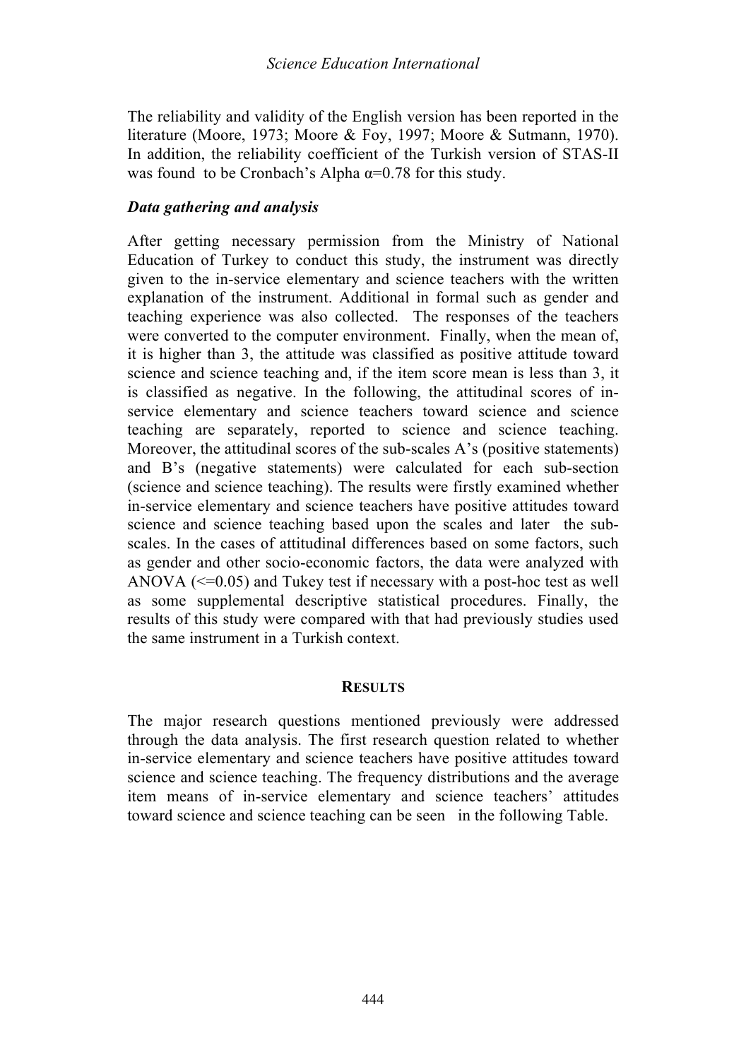The reliability and validity of the English version has been reported in the literature (Moore, 1973; Moore & Foy, 1997; Moore & Sutmann, 1970). In addition, the reliability coefficient of the Turkish version of STAS-II was found to be Cronbach's Alpha $\alpha$=0.78 for this study.

### *Data gathering and analysis*

After getting necessary permission from the Ministry of National Education of Turkey to conduct this study, the instrument was directly given to the in-service elementary and science teachers with the written explanation of the instrument. Additional in formal such as gender and teaching experience was also collected. The responses of the teachers were converted to the computer environment. Finally, when the mean of, it is higher than 3, the attitude was classified as positive attitude toward science and science teaching and, if the item score mean is less than 3, it is classified as negative. In the following, the attitudinal scores of in-service elementary and science teachers toward science and science teaching are separately, reported to science and science teaching. Moreover, the attitudinal scores of the sub-scales A's (positive statements) and B's (negative statements) were calculated for each sub-section (science and science teaching). The results were firstly examined whether in-service elementary and science teachers have positive attitudes toward science and science teaching based upon the scales and later the sub-scales. In the cases of attitudinal differences based on some factors, such as gender and other socio-economic factors, the data were analyzed with ANOVA (<=0.05) and Tukey test if necessary with a post-hoc test as well as some supplemental descriptive statistical procedures. Finally, the results of this study were compared with that had previously studies used the same instrument in a Turkish context.

## RESULTS

The major research questions mentioned previously were addressed through the data analysis. The first research question related to whether in-service elementary and science teachers have positive attitudes toward science and science teaching. The frequency distributions and the average item means of in-service elementary and science teachers' attitudes toward science and science teaching can be seen in the following Table.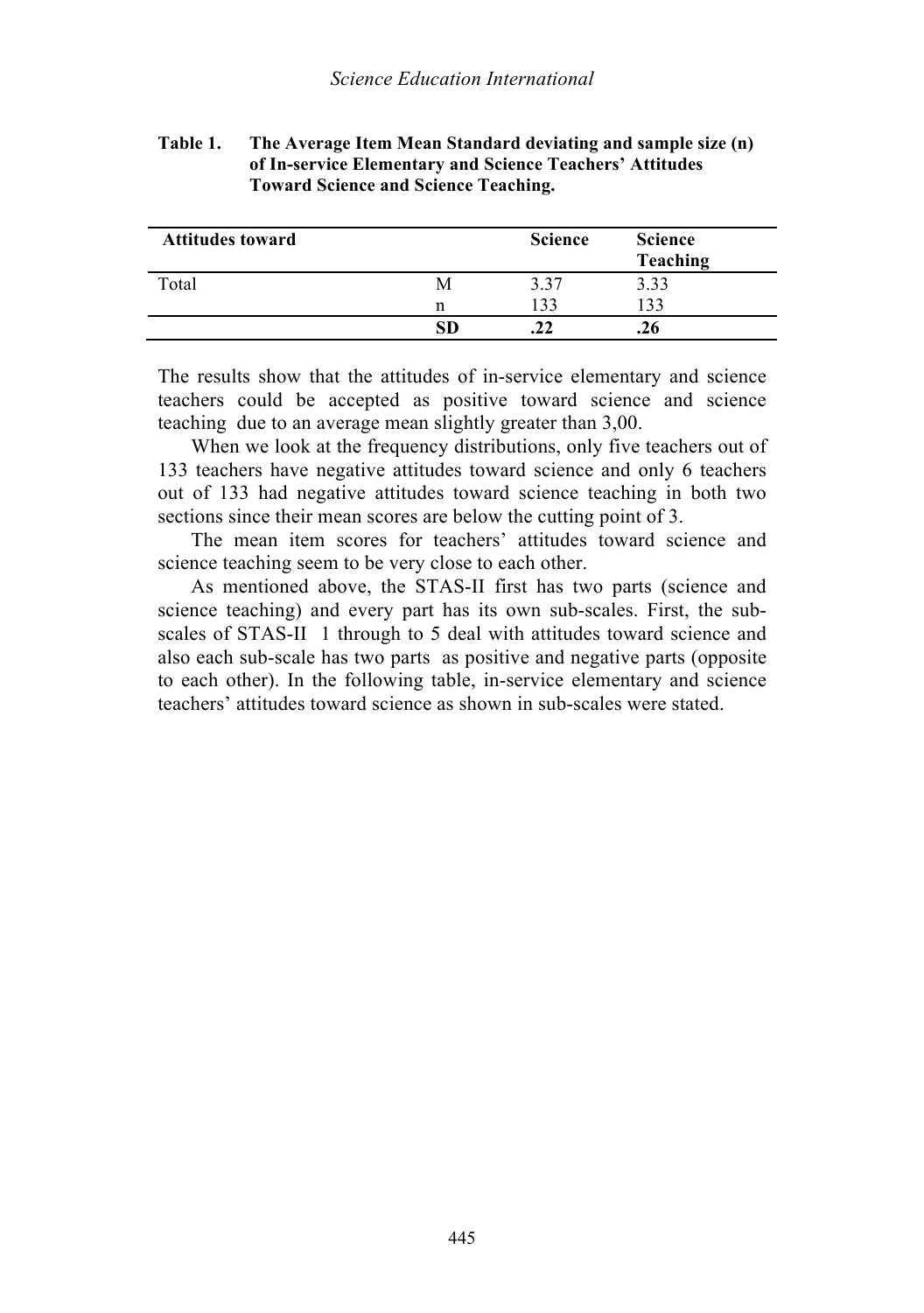**Table 1. The Average Item Mean Standard deviating and sample size (n) of In-service Elementary and Science Teachers' Attitudes Toward Science and Science Teaching.**

| **Attitudes toward** | | **Science** | **Science Teaching** |
|---|---|---|---|
| Total | M | 3.37 | 3.33 |
| | n | 133 | 133 |
| | **SD** | **.22** | **.26** |

The results show that the attitudes of in-service elementary and science teachers could be accepted as positive toward science and science teaching due to an average mean slightly greater than 3,00.

When we look at the frequency distributions, only five teachers out of 133 teachers have negative attitudes toward science and only 6 teachers out of 133 had negative attitudes toward science teaching in both two sections since their mean scores are below the cutting point of 3.

The mean item scores for teachers' attitudes toward science and science teaching seem to be very close to each other.

As mentioned above, the STAS-II first has two parts (science and science teaching) and every part has its own sub-scales. First, the sub-scales of STAS-II 1 through to 5 deal with attitudes toward science and also each sub-scale has two parts as positive and negative parts (opposite to each other). In the following table, in-service elementary and science teachers' attitudes toward science as shown in sub-scales were stated.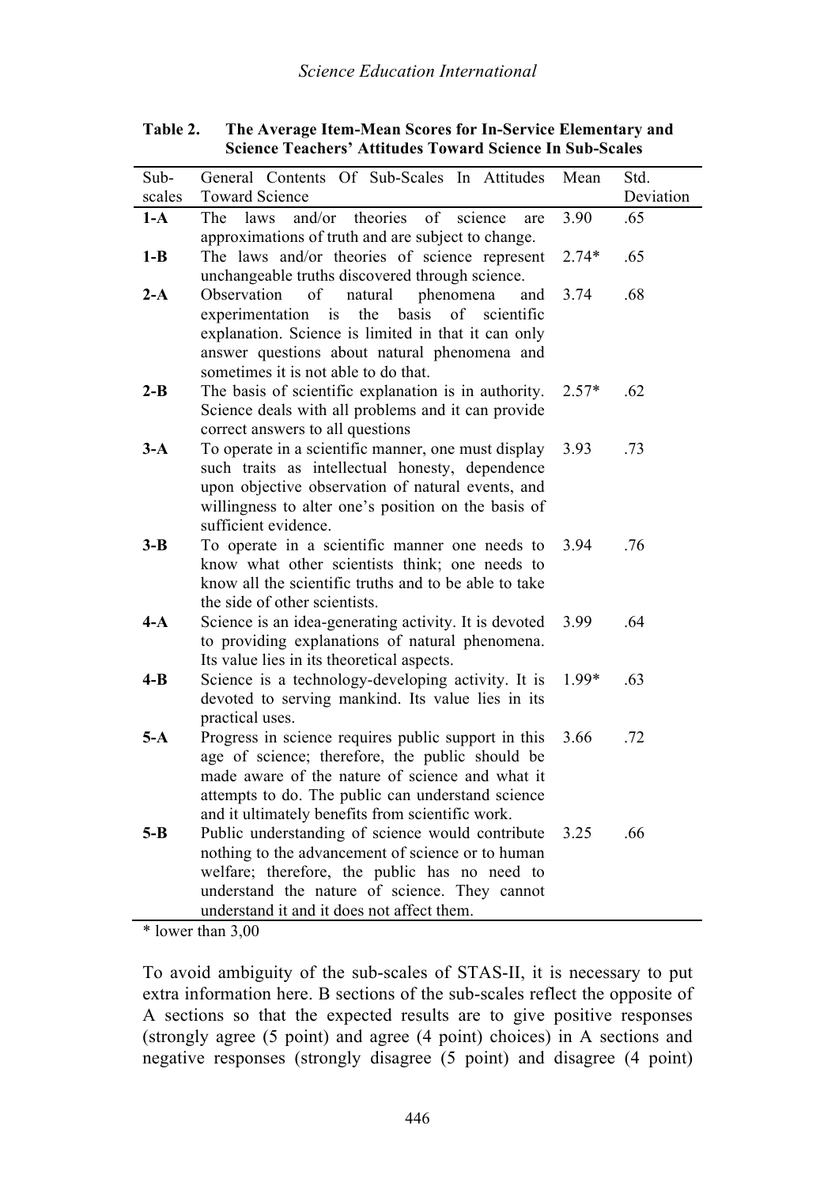**Table 2. The Average Item-Mean Scores for In-Service Elementary and Science Teachers' Attitudes Toward Science In Sub-Scales**

| Sub-scales | General Contents Of Sub-Scales In Attitudes Toward Science | Mean | Std. Deviation |
|---|---|---|---|
| **1-A** | The laws and/or theories of science are approximations of truth and are subject to change. | 3.90 | .65 |
| **1-B** | The laws and/or theories of science represent unchangeable truths discovered through science. | 2.74* | .65 |
| **2-A** | Observation of natural phenomena and experimentation is the basis of scientific explanation. Science is limited in that it can only answer questions about natural phenomena and sometimes it is not able to do that. | 3.74 | .68 |
| **2-B** | The basis of scientific explanation is in authority. Science deals with all problems and it can provide correct answers to all questions | 2.57* | .62 |
| **3-A** | To operate in a scientific manner, one must display such traits as intellectual honesty, dependence upon objective observation of natural events, and willingness to alter one's position on the basis of sufficient evidence. | 3.93 | .73 |
| **3-B** | To operate in a scientific manner one needs to know what other scientists think; one needs to know all the scientific truths and to be able to take the side of other scientists. | 3.94 | .76 |
| **4-A** | Science is an idea-generating activity. It is devoted to providing explanations of natural phenomena. Its value lies in its theoretical aspects. | 3.99 | .64 |
| **4-B** | Science is a technology-developing activity. It is devoted to serving mankind. Its value lies in its practical uses. | 1.99* | .63 |
| **5-A** | Progress in science requires public support in this age of science; therefore, the public should be made aware of the nature of science and what it attempts to do. The public can understand science and it ultimately benefits from scientific work. | 3.66 | .72 |
| **5-B** | Public understanding of science would contribute nothing to the advancement of science or to human welfare; therefore, the public has no need to understand the nature of science. They cannot understand it and it does not affect them. | 3.25 | .66 |

\* lower than 3,00

To avoid ambiguity of the sub-scales of STAS-II, it is necessary to put extra information here. B sections of the sub-scales reflect the opposite of A sections so that the expected results are to give positive responses (strongly agree (5 point) and agree (4 point) choices) in A sections and negative responses (strongly disagree (5 point) and disagree (4 point)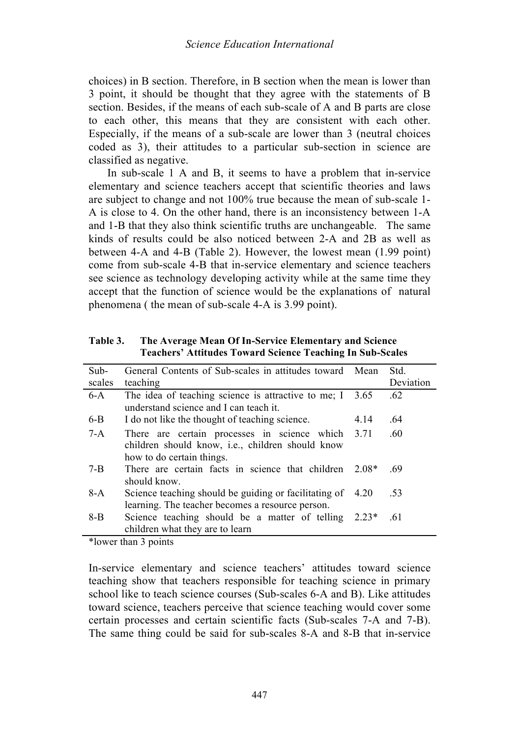choices) in B section. Therefore, in B section when the mean is lower than 3 point, it should be thought that they agree with the statements of B section. Besides, if the means of each sub-scale of A and B parts are close to each other, this means that they are consistent with each other. Especially, if the means of a sub-scale are lower than 3 (neutral choices coded as 3), their attitudes to a particular sub-section in science are classified as negative.

In sub-scale 1 A and B, it seems to have a problem that in-service elementary and science teachers accept that scientific theories and laws are subject to change and not 100% true because the mean of sub-scale 1-A is close to 4. On the other hand, there is an inconsistency between 1-A and 1-B that they also think scientific truths are unchangeable. The same kinds of results could be also noticed between 2-A and 2B as well as between 4-A and 4-B (Table 2). However, the lowest mean (1.99 point) come from sub-scale 4-B that in-service elementary and science teachers see science as technology developing activity while at the same time they accept that the function of science would be the explanations of natural phenomena ( the mean of sub-scale 4-A is 3.99 point).

**Table 3. The Average Mean Of In-Service Elementary and Science Teachers' Attitudes Toward Science Teaching In Sub-Scales**

| Sub-scales | General Contents of Sub-scales in attitudes toward teaching | Mean | Std. Deviation |
|---|---|---|---|
| 6-A | The idea of teaching science is attractive to me; I understand science and I can teach it. | 3.65 | .62 |
| 6-B | I do not like the thought of teaching science. | 4.14 | .64 |
| 7-A | There are certain processes in science which children should know, i.e., children should know how to do certain things. | 3.71 | .60 |
| 7-B | There are certain facts in science that children should know. | 2.08* | .69 |
| 8-A | Science teaching should be guiding or facilitating of learning. The teacher becomes a resource person. | 4.20 | .53 |
| 8-B | Science teaching should be a matter of telling children what they are to learn | 2.23* | .61 |

*lower than 3 points

In-service elementary and science teachers' attitudes toward science teaching show that teachers responsible for teaching science in primary school like to teach science courses (Sub-scales 6-A and B). Like attitudes toward science, teachers perceive that science teaching would cover some certain processes and certain scientific facts (Sub-scales 7-A and 7-B). The same thing could be said for sub-scales 8-A and 8-B that in-service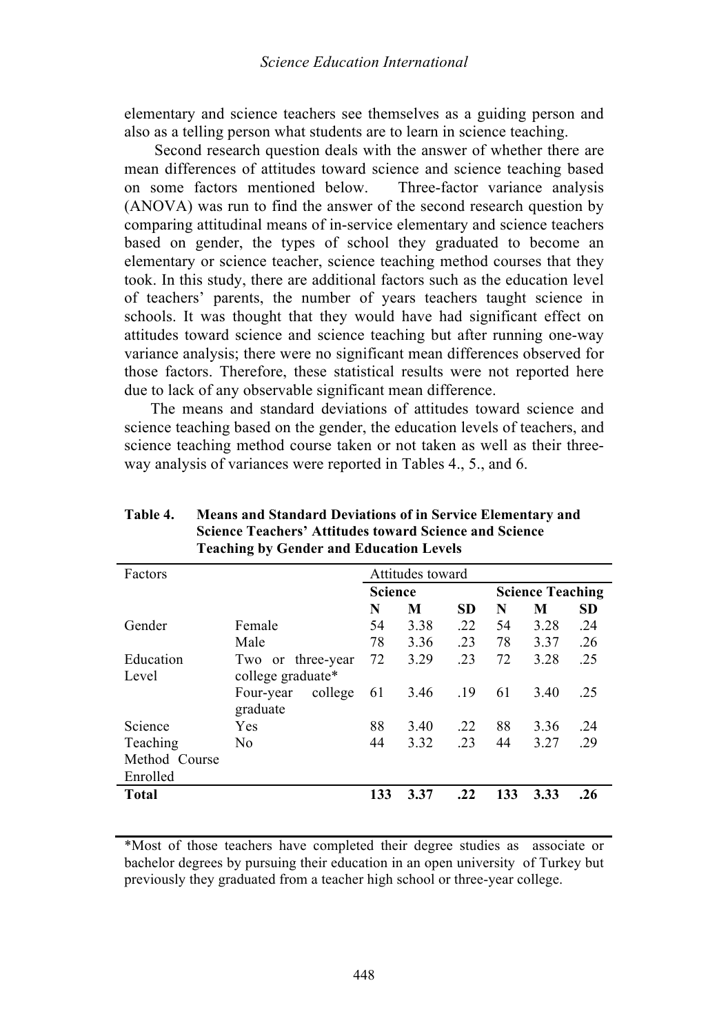elementary and science teachers see themselves as a guiding person and also as a telling person what students are to learn in science teaching.

Second research question deals with the answer of whether there are mean differences of attitudes toward science and science teaching based on some factors mentioned below. Three-factor variance analysis (ANOVA) was run to find the answer of the second research question by comparing attitudinal means of in-service elementary and science teachers based on gender, the types of school they graduated to become an elementary or science teacher, science teaching method courses that they took. In this study, there are additional factors such as the education level of teachers' parents, the number of years teachers taught science in schools. It was thought that they would have had significant effect on attitudes toward science and science teaching but after running one-way variance analysis; there were no significant mean differences observed for those factors. Therefore, these statistical results were not reported here due to lack of any observable significant mean difference.

The means and standard deviations of attitudes toward science and science teaching based on the gender, the education levels of teachers, and science teaching method course taken or not taken as well as their three-way analysis of variances were reported in Tables 4., 5., and 6.

**Table 4. Means and Standard Deviations of in Service Elementary and Science Teachers' Attitudes toward Science and Science Teaching by Gender and Education Levels**

| Factors | | Attitudes toward | | | | | |
|---|---|---|---|---|---|---|---|
| | | **Science** | | | **Science Teaching** | | |
| | | **N** | **M** | **SD** | **N** | **M** | **SD** |
| Gender | Female | 54 | 3.38 | .22 | 54 | 3.28 | .24 |
| | Male | 78 | 3.36 | .23 | 78 | 3.37 | .26 |
| Education Level | Two or three-year college graduate* | 72 | 3.29 | .23 | 72 | 3.28 | .25 |
| | Four-year college graduate | 61 | 3.46 | .19 | 61 | 3.40 | .25 |
| Science Teaching Method Course Enrolled | Yes | 88 | 3.40 | .22 | 88 | 3.36 | .24 |
| | No | 44 | 3.32 | .23 | 44 | 3.27 | .29 |
| **Total** | | **133** | **3.37** | **.22** | **133** | **3.33** | **.26** |

*Most of those teachers have completed their degree studies as associate or bachelor degrees by pursuing their education in an open university of Turkey but previously they graduated from a teacher high school or three-year college.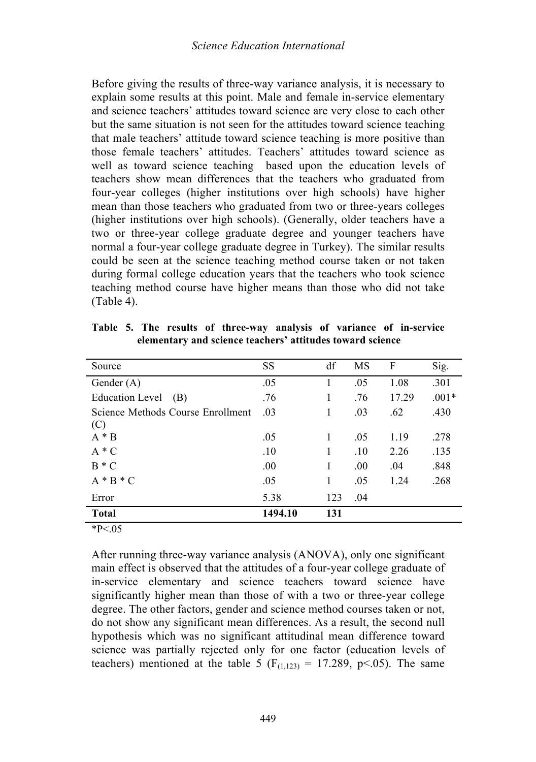Before giving the results of three-way variance analysis, it is necessary to explain some results at this point. Male and female in-service elementary and science teachers' attitudes toward science are very close to each other but the same situation is not seen for the attitudes toward science teaching that male teachers' attitude toward science teaching is more positive than those female teachers' attitudes. Teachers' attitudes toward science as well as toward science teaching based upon the education levels of teachers show mean differences that the teachers who graduated from four-year colleges (higher institutions over high schools) have higher mean than those teachers who graduated from two or three-years colleges (higher institutions over high schools). (Generally, older teachers have a two or three-year college graduate degree and younger teachers have normal a four-year college graduate degree in Turkey). The similar results could be seen at the science teaching method course taken or not taken during formal college education years that the teachers who took science teaching method course have higher means than those who did not take (Table 4).

**Table 5. The results of three-way analysis of variance of in-service elementary and science teachers' attitudes toward science**

| Source | SS | df | MS | F | Sig. |
|---|---|---|---|---|---|
| Gender (A) | .05 | 1 | .05 | 1.08 | .301 |
| Education Level (B) | .76 | 1 | .76 | 17.29 | .001* |
| Science Methods Course Enrollment (C) | .03 | 1 | .03 | .62 | .430 |
| A * B | .05 | 1 | .05 | 1.19 | .278 |
| A * C | .10 | 1 | .10 | 2.26 | .135 |
| B * C | .00 | 1 | .00 | .04 | .848 |
| A * B * C | .05 | 1 | .05 | 1.24 | .268 |
| Error | 5.38 | 123 | .04 | | |
| **Total** | **1494.10** | **131** | | | |

*P<.05

After running three-way variance analysis (ANOVA), only one significant main effect is observed that the attitudes of a four-year college graduate of in-service elementary and science teachers toward science have significantly higher mean than those of with a two or three-year college degree. The other factors, gender and science method courses taken or not, do not show any significant mean differences. As a result, the second null hypothesis which was no significant attitudinal mean difference toward science was partially rejected only for one factor (education levels of teachers) mentioned at the table 5 ($F_{(1,123)} = 17.289$, $p<.05$). The same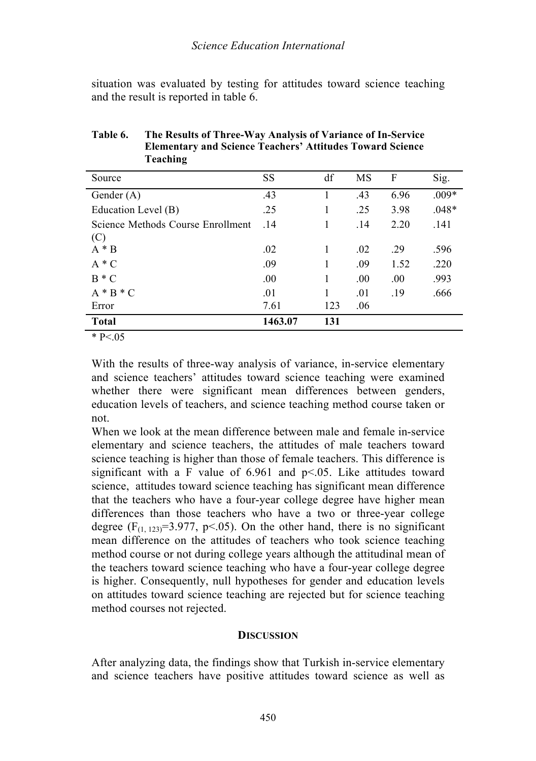situation was evaluated by testing for attitudes toward science teaching and the result is reported in table 6.

**Table 6. The Results of Three-Way Analysis of Variance of In-Service Elementary and Science Teachers' Attitudes Toward Science Teaching**

| Source | SS | df | MS | F | Sig. |
|---|---|---|---|---|---|
| Gender (A) | .43 | 1 | .43 | 6.96 | .009* |
| Education Level (B) | .25 | 1 | .25 | 3.98 | .048* |
| Science Methods Course Enrollment (C) | .14 | 1 | .14 | 2.20 | .141 |
| A * B | .02 | 1 | .02 | .29 | .596 |
| A * C | .09 | 1 | .09 | 1.52 | .220 |
| B * C | .00 | 1 | .00 | .00 | .993 |
| A * B * C | .01 | 1 | .01 | .19 | .666 |
| Error | 7.61 | 123 | .06 | | |
| **Total** | **1463.07** | **131** | | | |

* $P<.05$

With the results of three-way analysis of variance, in-service elementary and science teachers' attitudes toward science teaching were examined whether there were significant mean differences between genders, education levels of teachers, and science teaching method course taken or not.

When we look at the mean difference between male and female in-service elementary and science teachers, the attitudes of male teachers toward science teaching is higher than those of female teachers. This difference is significant with a F value of 6.961 and $p<.05$. Like attitudes toward science, attitudes toward science teaching has significant mean difference that the teachers who have a four-year college degree have higher mean differences than those teachers who have a two or three-year college degree ($F_{(1, 123)}=3.977$, $p<.05$). On the other hand, there is no significant mean difference on the attitudes of teachers who took science teaching method course or not during college years although the attitudinal mean of the teachers toward science teaching who have a four-year college degree is higher. Consequently, null hypotheses for gender and education levels on attitudes toward science teaching are rejected but for science teaching method courses not rejected.

## DISCUSSION

After analyzing data, the findings show that Turkish in-service elementary and science teachers have positive attitudes toward science as well as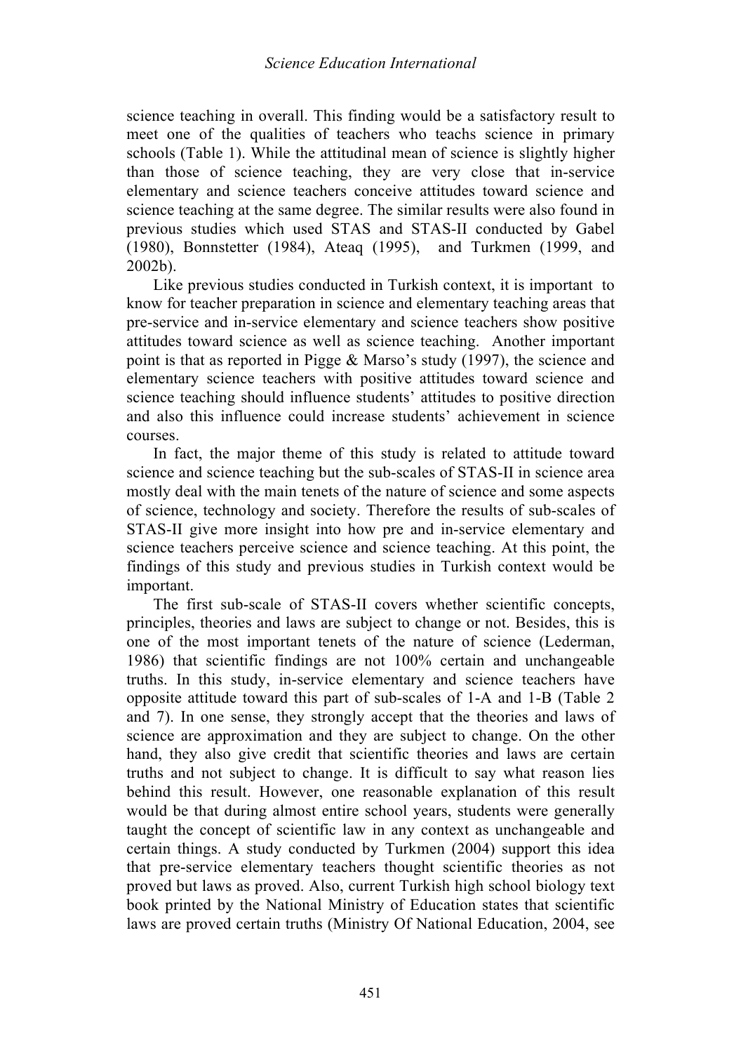science teaching in overall. This finding would be a satisfactory result to meet one of the qualities of teachers who teachs science in primary schools (Table 1). While the attitudinal mean of science is slightly higher than those of science teaching, they are very close that in-service elementary and science teachers conceive attitudes toward science and science teaching at the same degree. The similar results were also found in previous studies which used STAS and STAS-II conducted by Gabel (1980), Bonnstetter (1984), Ateaq (1995), and Turkmen (1999, and 2002b).

Like previous studies conducted in Turkish context, it is important to know for teacher preparation in science and elementary teaching areas that pre-service and in-service elementary and science teachers show positive attitudes toward science as well as science teaching. Another important point is that as reported in Pigge & Marso's study (1997), the science and elementary science teachers with positive attitudes toward science and science teaching should influence students' attitudes to positive direction and also this influence could increase students' achievement in science courses.

In fact, the major theme of this study is related to attitude toward science and science teaching but the sub-scales of STAS-II in science area mostly deal with the main tenets of the nature of science and some aspects of science, technology and society. Therefore the results of sub-scales of STAS-II give more insight into how pre and in-service elementary and science teachers perceive science and science teaching. At this point, the findings of this study and previous studies in Turkish context would be important.

The first sub-scale of STAS-II covers whether scientific concepts, principles, theories and laws are subject to change or not. Besides, this is one of the most important tenets of the nature of science (Lederman, 1986) that scientific findings are not 100% certain and unchangeable truths. In this study, in-service elementary and science teachers have opposite attitude toward this part of sub-scales of 1-A and 1-B (Table 2 and 7). In one sense, they strongly accept that the theories and laws of science are approximation and they are subject to change. On the other hand, they also give credit that scientific theories and laws are certain truths and not subject to change. It is difficult to say what reason lies behind this result. However, one reasonable explanation of this result would be that during almost entire school years, students were generally taught the concept of scientific law in any context as unchangeable and certain things. A study conducted by Turkmen (2004) support this idea that pre-service elementary teachers thought scientific theories as not proved but laws as proved. Also, current Turkish high school biology text book printed by the National Ministry of Education states that scientific laws are proved certain truths (Ministry Of National Education, 2004, see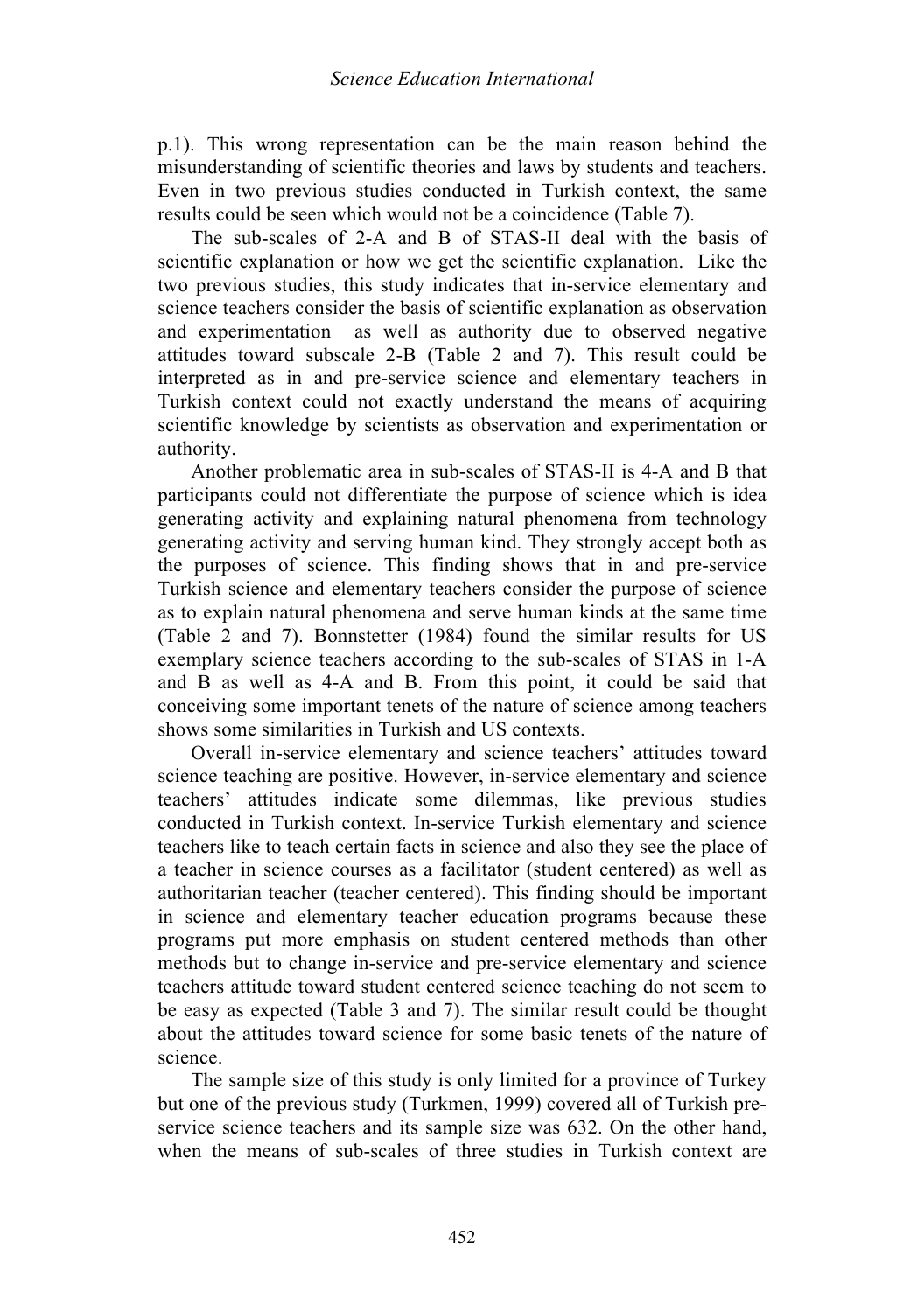p.1). This wrong representation can be the main reason behind the misunderstanding of scientific theories and laws by students and teachers. Even in two previous studies conducted in Turkish context, the same results could be seen which would not be a coincidence (Table 7).

The sub-scales of 2-A and B of STAS-II deal with the basis of scientific explanation or how we get the scientific explanation. Like the two previous studies, this study indicates that in-service elementary and science teachers consider the basis of scientific explanation as observation and experimentation as well as authority due to observed negative attitudes toward subscale 2-B (Table 2 and 7). This result could be interpreted as in and pre-service science and elementary teachers in Turkish context could not exactly understand the means of acquiring scientific knowledge by scientists as observation and experimentation or authority.

Another problematic area in sub-scales of STAS-II is 4-A and B that participants could not differentiate the purpose of science which is idea generating activity and explaining natural phenomena from technology generating activity and serving human kind. They strongly accept both as the purposes of science. This finding shows that in and pre-service Turkish science and elementary teachers consider the purpose of science as to explain natural phenomena and serve human kinds at the same time (Table 2 and 7). Bonnstetter (1984) found the similar results for US exemplary science teachers according to the sub-scales of STAS in 1-A and B as well as 4-A and B. From this point, it could be said that conceiving some important tenets of the nature of science among teachers shows some similarities in Turkish and US contexts.

Overall in-service elementary and science teachers' attitudes toward science teaching are positive. However, in-service elementary and science teachers' attitudes indicate some dilemmas, like previous studies conducted in Turkish context. In-service Turkish elementary and science teachers like to teach certain facts in science and also they see the place of a teacher in science courses as a facilitator (student centered) as well as authoritarian teacher (teacher centered). This finding should be important in science and elementary teacher education programs because these programs put more emphasis on student centered methods than other methods but to change in-service and pre-service elementary and science teachers attitude toward student centered science teaching do not seem to be easy as expected (Table 3 and 7). The similar result could be thought about the attitudes toward science for some basic tenets of the nature of science.

The sample size of this study is only limited for a province of Turkey but one of the previous study (Turkmen, 1999) covered all of Turkish pre-service science teachers and its sample size was 632. On the other hand, when the means of sub-scales of three studies in Turkish context are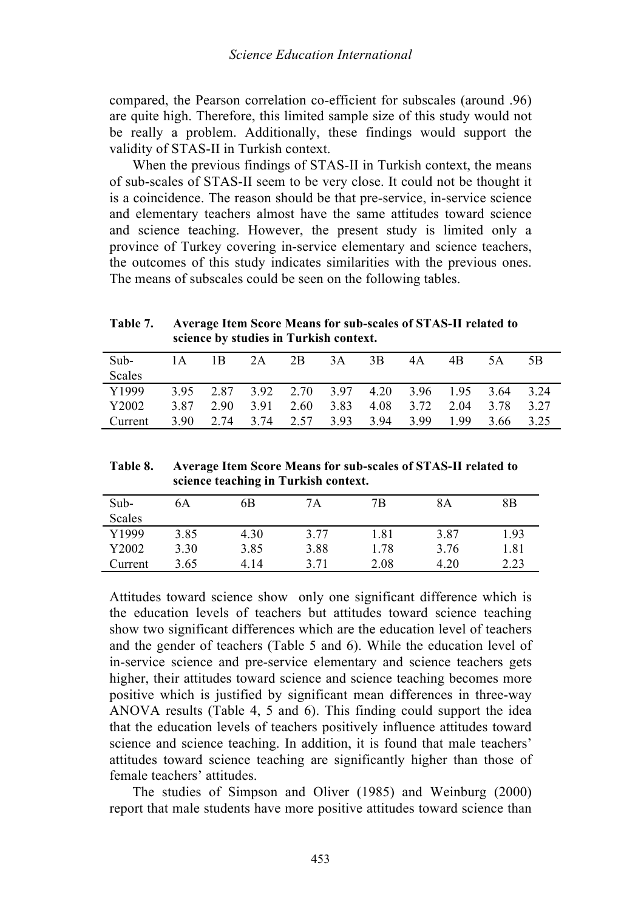compared, the Pearson correlation co-efficient for subscales (around .96) are quite high. Therefore, this limited sample size of this study would not be really a problem. Additionally, these findings would support the validity of STAS-II in Turkish context.

When the previous findings of STAS-II in Turkish context, the means of sub-scales of STAS-II seem to be very close. It could not be thought it is a coincidence. The reason should be that pre-service, in-service science and elementary teachers almost have the same attitudes toward science and science teaching. However, the present study is limited only a province of Turkey covering in-service elementary and science teachers, the outcomes of this study indicates similarities with the previous ones. The means of subscales could be seen on the following tables.

**Table 7. Average Item Score Means for sub-scales of STAS-II related to science by studies in Turkish context.**

| Sub-Scales | 1A | 1B | 2A | 2B | 3A | 3B | 4A | 4B | 5A | 5B |
|---|---|---|---|---|---|---|---|---|---|---|
| Y1999 | 3.95 | 2.87 | 3.92 | 2.70 | 3.97 | 4.20 | 3.96 | 1.95 | 3.64 | 3.24 |
| Y2002 | 3.87 | 2.90 | 3.91 | 2.60 | 3.83 | 4.08 | 3.72 | 2.04 | 3.78 | 3.27 |
| Current | 3.90 | 2.74 | 3.74 | 2.57 | 3.93 | 3.94 | 3.99 | 1.99 | 3.66 | 3.25 |

**Table 8. Average Item Score Means for sub-scales of STAS-II related to science teaching in Turkish context.**

| Sub-Scales | 6A | 6B | 7A | 7B | 8A | 8B |
|---|---|---|---|---|---|---|
| Y1999 | 3.85 | 4.30 | 3.77 | 1.81 | 3.87 | 1.93 |
| Y2002 | 3.30 | 3.85 | 3.88 | 1.78 | 3.76 | 1.81 |
| Current | 3.65 | 4.14 | 3.71 | 2.08 | 4.20 | 2.23 |

Attitudes toward science show only one significant difference which is the education levels of teachers but attitudes toward science teaching show two significant differences which are the education level of teachers and the gender of teachers (Table 5 and 6). While the education level of in-service science and pre-service elementary and science teachers gets higher, their attitudes toward science and science teaching becomes more positive which is justified by significant mean differences in three-way ANOVA results (Table 4, 5 and 6). This finding could support the idea that the education levels of teachers positively influence attitudes toward science and science teaching. In addition, it is found that male teachers' attitudes toward science teaching are significantly higher than those of female teachers' attitudes.

The studies of Simpson and Oliver (1985) and Weinburg (2000) report that male students have more positive attitudes toward science than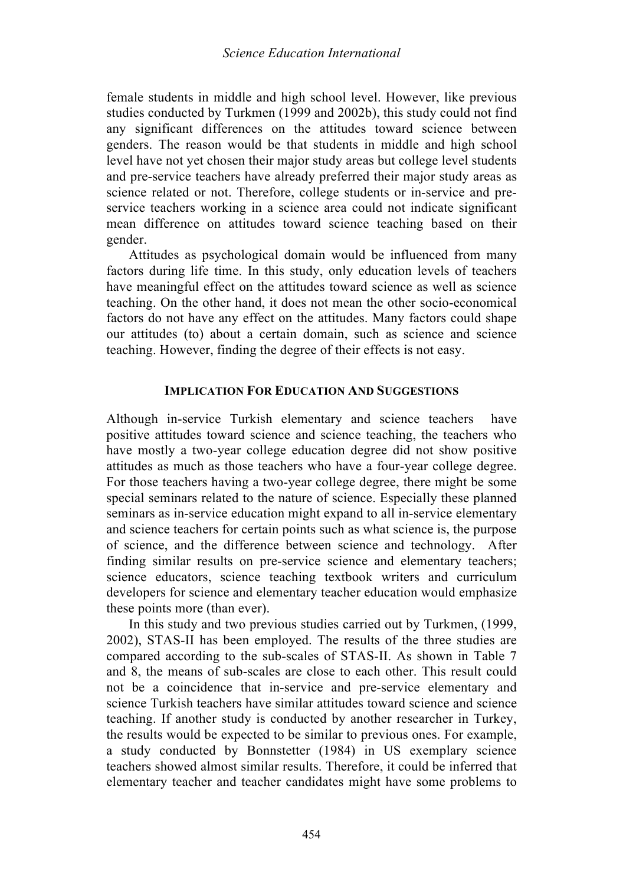female students in middle and high school level. However, like previous studies conducted by Turkmen (1999 and 2002b), this study could not find any significant differences on the attitudes toward science between genders. The reason would be that students in middle and high school level have not yet chosen their major study areas but college level students and pre-service teachers have already preferred their major study areas as science related or not. Therefore, college students or in-service and pre-service teachers working in a science area could not indicate significant mean difference on attitudes toward science teaching based on their gender.

Attitudes as psychological domain would be influenced from many factors during life time. In this study, only education levels of teachers have meaningful effect on the attitudes toward science as well as science teaching. On the other hand, it does not mean the other socio-economical factors do not have any effect on the attitudes. Many factors could shape our attitudes (to) about a certain domain, such as science and science teaching. However, finding the degree of their effects is not easy.

## IMPLICATION FOR EDUCATION AND SUGGESTIONS

Although in-service Turkish elementary and science teachers have positive attitudes toward science and science teaching, the teachers who have mostly a two-year college education degree did not show positive attitudes as much as those teachers who have a four-year college degree. For those teachers having a two-year college degree, there might be some special seminars related to the nature of science. Especially these planned seminars as in-service education might expand to all in-service elementary and science teachers for certain points such as what science is, the purpose of science, and the difference between science and technology. After finding similar results on pre-service science and elementary teachers; science educators, science teaching textbook writers and curriculum developers for science and elementary teacher education would emphasize these points more (than ever).

In this study and two previous studies carried out by Turkmen, (1999, 2002), STAS-II has been employed. The results of the three studies are compared according to the sub-scales of STAS-II. As shown in Table 7 and 8, the means of sub-scales are close to each other. This result could not be a coincidence that in-service and pre-service elementary and science Turkish teachers have similar attitudes toward science and science teaching. If another study is conducted by another researcher in Turkey, the results would be expected to be similar to previous ones. For example, a study conducted by Bonnstetter (1984) in US exemplary science teachers showed almost similar results. Therefore, it could be inferred that elementary teacher and teacher candidates might have some problems to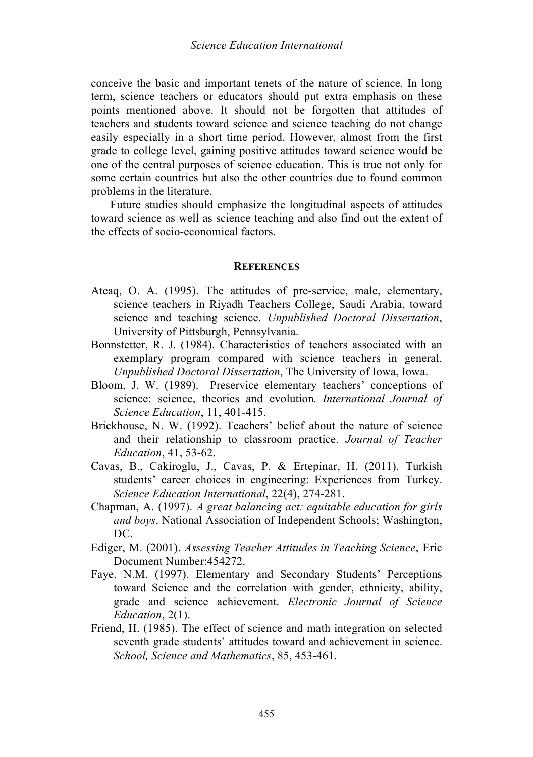conceive the basic and important tenets of the nature of science. In long term, science teachers or educators should put extra emphasis on these points mentioned above. It should not be forgotten that attitudes of teachers and students toward science and science teaching do not change easily especially in a short time period. However, almost from the first grade to college level, gaining positive attitudes toward science would be one of the central purposes of science education. This is true not only for some certain countries but also the other countries due to found common problems in the literature.

Future studies should emphasize the longitudinal aspects of attitudes toward science as well as science teaching and also find out the extent of the effects of socio-economical factors.

## REFERENCES

Ateaq, O. A. (1995). The attitudes of pre-service, male, elementary, science teachers in Riyadh Teachers College, Saudi Arabia, toward science and teaching science. *Unpublished Doctoral Dissertation*, University of Pittsburgh, Pennsylvania.

Bonnstetter, R. J. (1984). Characteristics of teachers associated with an exemplary program compared with science teachers in general. *Unpublished Doctoral Dissertation*, The University of Iowa, Iowa.

Bloom, J. W. (1989). Preservice elementary teachers' conceptions of science: science, theories and evolution*. International Journal of Science Education*, 11, 401-415.

Brickhouse, N. W. (1992). Teachers' belief about the nature of science and their relationship to classroom practice. *Journal of Teacher Education*, 41, 53-62.

Cavas, B., Cakiroglu, J., Cavas, P. & Ertepinar, H. (2011). Turkish students' career choices in engineering: Experiences from Turkey. *Science Education International*, 22(4), 274-281.

Chapman, A. (1997). *A great balancing act: equitable education for girls and boys*. National Association of Independent Schools; Washington, DC.

Ediger, M. (2001). *Assessing Teacher Attitudes in Teaching Science*, Eric Document Number:454272.

Faye, N.M. (1997). Elementary and Secondary Students' Perceptions toward Science and the correlation with gender, ethnicity, ability, grade and science achievement. *Electronic Journal of Science Education*, 2(1).

Friend, H. (1985). The effect of science and math integration on selected seventh grade students' attitudes toward and achievement in science. *School, Science and Mathematics*, 85, 453-461.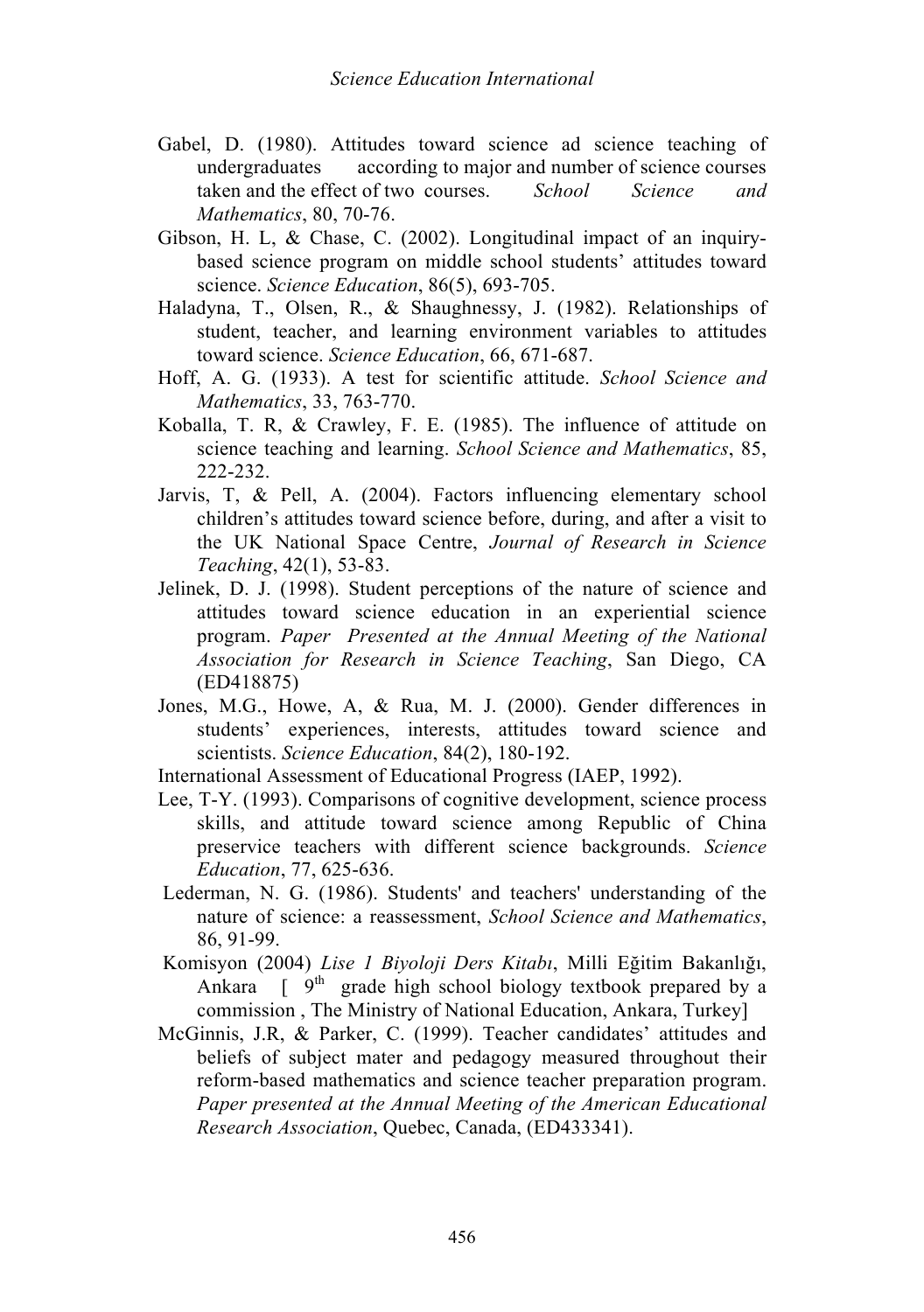Gabel, D. (1980). Attitudes toward science ad science teaching of undergraduates according to major and number of science courses taken and the effect of two courses. *School Science and Mathematics*, 80, 70-76.

Gibson, H. L, & Chase, C. (2002). Longitudinal impact of an inquiry-based science program on middle school students' attitudes toward science. *Science Education*, 86(5), 693-705.

Haladyna, T., Olsen, R., & Shaughnessy, J. (1982). Relationships of student, teacher, and learning environment variables to attitudes toward science. *Science Education*, 66, 671-687.

Hoff, A. G. (1933). A test for scientific attitude. *School Science and Mathematics*, 33, 763-770.

Koballa, T. R, & Crawley, F. E. (1985). The influence of attitude on science teaching and learning. *School Science and Mathematics*, 85, 222-232.

Jarvis, T, & Pell, A. (2004). Factors influencing elementary school children's attitudes toward science before, during, and after a visit to the UK National Space Centre, *Journal of Research in Science Teaching*, 42(1), 53-83.

Jelinek, D. J. (1998). Student perceptions of the nature of science and attitudes toward science education in an experiential science program. *Paper Presented at the Annual Meeting of the National Association for Research in Science Teaching*, San Diego, CA (ED418875)

Jones, M.G., Howe, A, & Rua, M. J. (2000). Gender differences in students' experiences, interests, attitudes toward science and scientists. *Science Education*, 84(2), 180-192.

International Assessment of Educational Progress (IAEP, 1992).

Lee, T-Y. (1993). Comparisons of cognitive development, science process skills, and attitude toward science among Republic of China preservice teachers with different science backgrounds. *Science Education*, 77, 625-636.

Lederman, N. G. (1986). Students' and teachers' understanding of the nature of science: a reassessment, *School Science and Mathematics*, 86, 91-99.

Komisyon (2004) *Lise 1 Biyoloji Ders Kitabı*, Milli Eğitim Bakanlığı, Ankara [ 9th grade high school biology textbook prepared by a commission , The Ministry of National Education, Ankara, Turkey]

McGinnis, J.R, & Parker, C. (1999). Teacher candidates' attitudes and beliefs of subject mater and pedagogy measured throughout their reform-based mathematics and science teacher preparation program. *Paper presented at the Annual Meeting of the American Educational Research Association*, Quebec, Canada, (ED433341).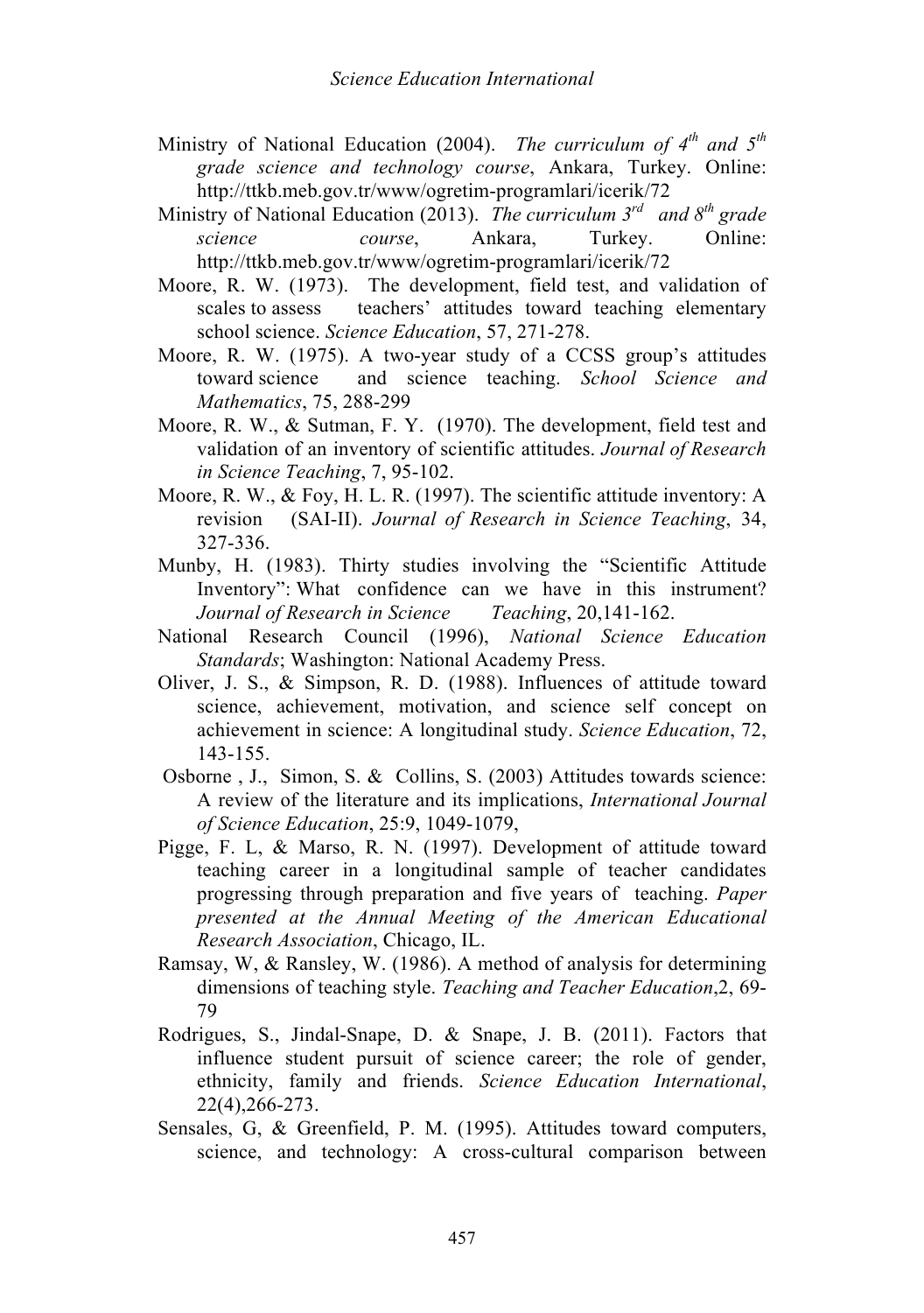Ministry of National Education (2004). *The curriculum of 4th and 5th grade science and technology course*, Ankara, Turkey. Online: http://ttkb.meb.gov.tr/www/ogretim-programlari/icerik/72

Ministry of National Education (2013). *The curriculum 3rd and 8th grade science course*, Ankara, Turkey. Online: http://ttkb.meb.gov.tr/www/ogretim-programlari/icerik/72

Moore, R. W. (1973). The development, field test, and validation of scales to assess teachers' attitudes toward teaching elementary school science. *Science Education*, 57, 271-278.

Moore, R. W. (1975). A two-year study of a CCSS group's attitudes toward science and science teaching. *School Science and Mathematics*, 75, 288-299

Moore, R. W., & Sutman, F. Y. (1970). The development, field test and validation of an inventory of scientific attitudes. *Journal of Research in Science Teaching*, 7, 95-102.

Moore, R. W., & Foy, H. L. R. (1997). The scientific attitude inventory: A revision (SAI-II). *Journal of Research in Science Teaching*, 34, 327-336.

Munby, H. (1983). Thirty studies involving the "Scientific Attitude Inventory": What confidence can we have in this instrument? *Journal of Research in Science Teaching*, 20,141-162.

National Research Council (1996), *National Science Education Standards*; Washington: National Academy Press.

Oliver, J. S., & Simpson, R. D. (1988). Influences of attitude toward science, achievement, motivation, and science self concept on achievement in science: A longitudinal study. *Science Education*, 72, 143-155.

Osborne , J., Simon, S. & Collins, S. (2003) Attitudes towards science: A review of the literature and its implications, *International Journal of Science Education*, 25:9, 1049-1079,

Pigge, F. L, & Marso, R. N. (1997). Development of attitude toward teaching career in a longitudinal sample of teacher candidates progressing through preparation and five years of teaching. *Paper presented at the Annual Meeting of the American Educational Research Association*, Chicago, IL.

Ramsay, W, & Ransley, W. (1986). A method of analysis for determining dimensions of teaching style. *Teaching and Teacher Education*,2, 69-79

Rodrigues, S., Jindal-Snape, D. & Snape, J. B. (2011). Factors that influence student pursuit of science career; the role of gender, ethnicity, family and friends. *Science Education International*, 22(4),266-273.

Sensales, G, & Greenfield, P. M. (1995). Attitudes toward computers, science, and technology: A cross-cultural comparison between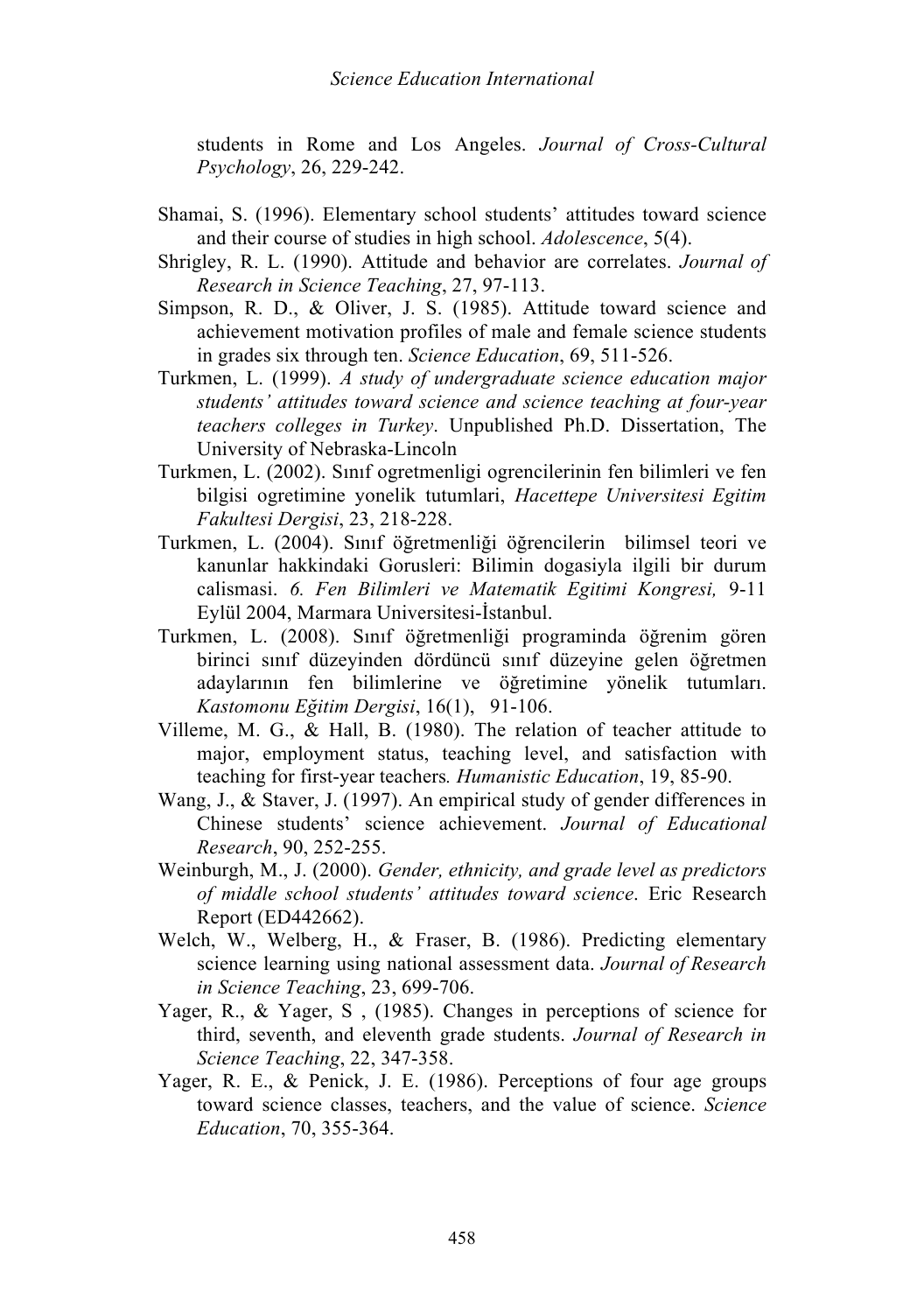students in Rome and Los Angeles. *Journal of Cross-Cultural Psychology*, 26, 229-242.

Shamai, S. (1996). Elementary school students' attitudes toward science and their course of studies in high school. *Adolescence*, 5(4).

Shrigley, R. L. (1990). Attitude and behavior are correlates. *Journal of Research in Science Teaching*, 27, 97-113.

Simpson, R. D., & Oliver, J. S. (1985). Attitude toward science and achievement motivation profiles of male and female science students in grades six through ten. *Science Education*, 69, 511-526.

Turkmen, L. (1999). *A study of undergraduate science education major students' attitudes toward science and science teaching at four-year teachers colleges in Turkey*. Unpublished Ph.D. Dissertation, The University of Nebraska-Lincoln

Turkmen, L. (2002). Sınıf ogretmenligi ogrencilerinin fen bilimleri ve fen bilgisi ogretimine yonelik tutumlari, *Hacettepe Universitesi Egitim Fakultesi Dergisi*, 23, 218-228.

Turkmen, L. (2004). Sınıf öğretmenliği öğrencilerin bilimsel teori ve kanunlar hakkindaki Gorusleri: Bilimin dogasiyla ilgili bir durum calismasi. *6. Fen Bilimleri ve Matematik Egitimi Kongresi,* 9-11 Eylül 2004, Marmara Universitesi-İstanbul.

Turkmen, L. (2008). Sınıf öğretmenliği programinda öğrenim gören birinci sınıf düzeyinden dördüncü sınıf düzeyine gelen öğretmen adaylarının fen bilimlerine ve öğretimine yönelik tutumları. *Kastomonu Eğitim Dergisi*, 16(1), 91-106.

Villeme, M. G., & Hall, B. (1980). The relation of teacher attitude to major, employment status, teaching level, and satisfaction with teaching for first-year teachers*. Humanistic Education*, 19, 85-90.

Wang, J., & Staver, J. (1997). An empirical study of gender differences in Chinese students' science achievement. *Journal of Educational Research*, 90, 252-255.

Weinburgh, M., J. (2000). *Gender, ethnicity, and grade level as predictors of middle school students' attitudes toward science*. Eric Research Report (ED442662).

Welch, W., Welberg, H., & Fraser, B. (1986). Predicting elementary science learning using national assessment data. *Journal of Research in Science Teaching*, 23, 699-706.

Yager, R., & Yager, S , (1985). Changes in perceptions of science for third, seventh, and eleventh grade students. *Journal of Research in Science Teaching*, 22, 347-358.

Yager, R. E., & Penick, J. E. (1986). Perceptions of four age groups toward science classes, teachers, and the value of science. *Science Education*, 70, 355-364.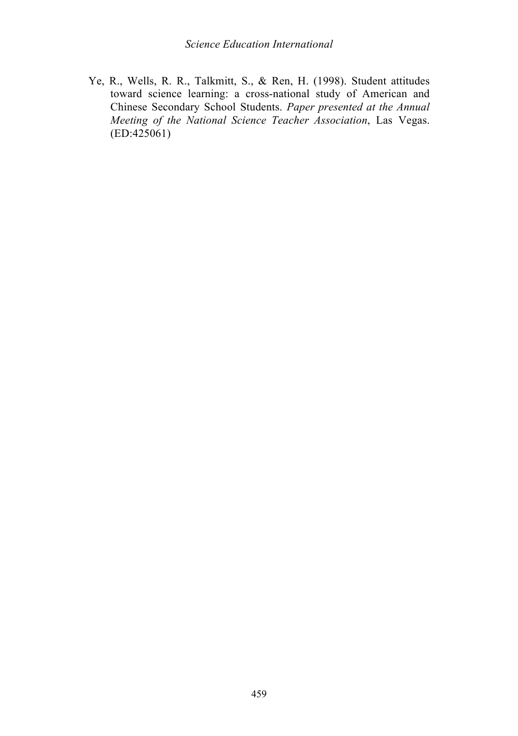Ye, R., Wells, R. R., Talkmitt, S., & Ren, H. (1998). Student attitudes toward science learning: a cross-national study of American and Chinese Secondary School Students. *Paper presented at the Annual Meeting of the National Science Teacher Association*, Las Vegas. (ED:425061)